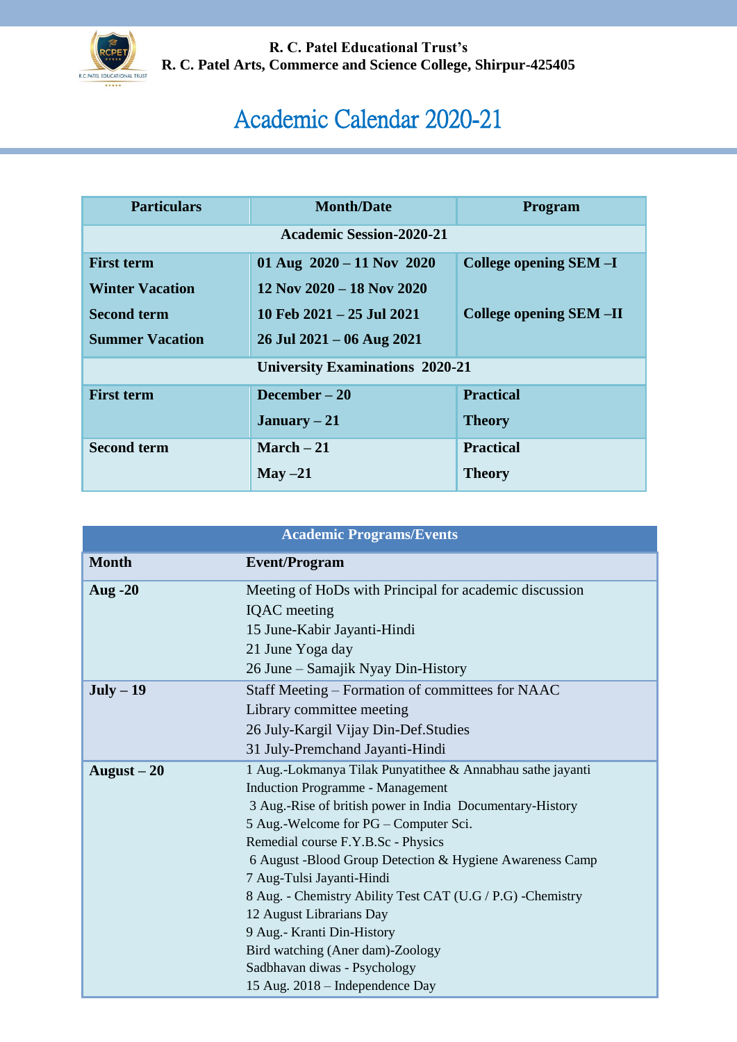**R. C. Patel Educational Trust's**
**R. C. Patel Arts, Commerce and Science College, Shirpur-425405**

# Academic Calendar 2020-21

| Particulars | Month/Date | Program |
|---|---|---|
| **Academic Session-2020-21** | | |
| **First term** | **01 Aug 2020 – 11 Nov 2020** | **College opening SEM –I** |
| **Winter Vacation** | **12 Nov 2020 – 18 Nov 2020** | |
| **Second term** | **10 Feb 2021 – 25 Jul 2021** | **College opening SEM –II** |
| **Summer Vacation** | **26 Jul 2021 – 06 Aug 2021** | |
| **University Examinations 2020-21** | | |
| **First term** | **December – 20** | **Practical** |
| | **January – 21** | **Theory** |
| **Second term** | **March – 21** | **Practical** |
| | **May –21** | **Theory** |

| Academic Programs/Events | |
|---|---|
| **Month** | **Event/Program** |
| **Aug -20** | Meeting of HoDs with Principal for academic discussion<br>IQAC meeting<br>15 June-Kabir Jayanti-Hindi<br>21 June Yoga day<br>26 June – Samajik Nyay Din-History |
| **July – 19** | Staff Meeting – Formation of committees for NAAC<br>Library committee meeting<br>26 July-Kargil Vijay Din-Def.Studies<br>31 July-Premchand Jayanti-Hindi |
| **August – 20** | 1 Aug.-Lokmanya Tilak Punyatithee & Annabhau sathe jayanti<br>Induction Programme - Management<br>3 Aug.-Rise of british power in India Documentary-History<br>5 Aug.-Welcome for PG – Computer Sci.<br>Remedial course F.Y.B.Sc - Physics<br>6 August -Blood Group Detection & Hygiene Awareness Camp<br>7 Aug-Tulsi Jayanti-Hindi<br>8 Aug. - Chemistry Ability Test CAT (U.G / P.G) -Chemistry<br>12 August Librarians Day<br>9 Aug.- Kranti Din-History<br>Bird watching (Aner dam)-Zoology<br>Sadbhavan diwas - Psychology<br>15 Aug. 2018 – Independence Day |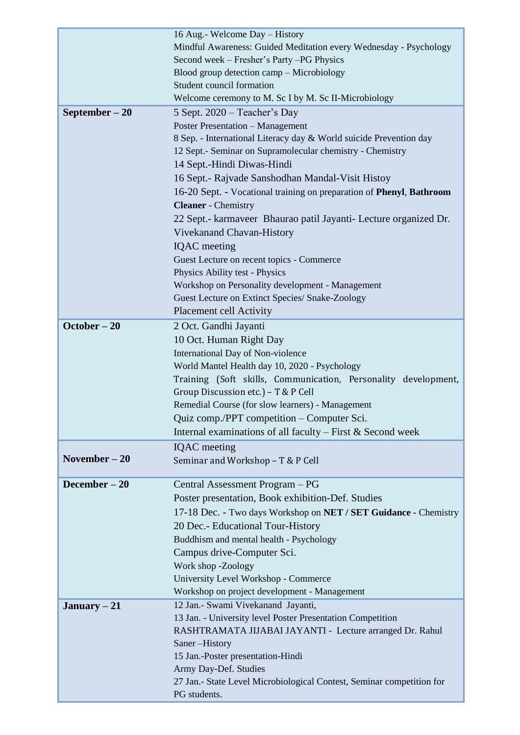| | |
|---|---|
| | 16 Aug.- Welcome Day – History<br>Mindful Awareness: Guided Meditation every Wednesday - Psychology<br>Second week – Fresher's Party –PG Physics<br>Blood group detection camp – Microbiology<br>Student council formation<br>Welcome ceremony to M. Sc I by M. Sc II-Microbiology |
| **September – 20** | 5 Sept. 2020 – Teacher's Day<br>Poster Presentation – Management<br>8 Sep. - International Literacy day & World suicide Prevention day<br>12 Sept.- Seminar on Supramolecular chemistry - Chemistry<br>14 Sept.-Hindi Diwas-Hindi<br>16 Sept.- Rajvade Sanshodhan Mandal-Visit Histoy<br>16-20 Sept. - Vocational training on preparation of **Phenyl**, **Bathroom Cleaner** - Chemistry<br>22 Sept.- karmaveer Bhaurao patil Jayanti- Lecture organized Dr. Vivekanand Chavan-History<br>IQAC meeting<br>Guest Lecture on recent topics - Commerce<br>Physics Ability test - Physics<br>Workshop on Personality development - Management<br>Guest Lecture on Extinct Species/ Snake-Zoology<br>Placement cell Activity |
| **October – 20** | 2 Oct. Gandhi Jayanti<br>10 Oct. Human Right Day<br>International Day of Non-violence<br>World Mantel Health day 10, 2020 - Psychology<br>Training (Soft skills, Communication, Personality development, Group Discussion etc.) – T & P Cell<br>Remedial Course (for slow learners) - Management<br>Quiz comp./PPT competition – Computer Sci.<br>Internal examinations of all faculty – First & Second week |
| **November – 20** | IQAC meeting<br>Seminar and Workshop – T & P Cell |
| **December – 20** | Central Assessment Program – PG<br>Poster presentation, Book exhibition-Def. Studies<br>17-18 Dec. - Two days Workshop on **NET / SET Guidance** - Chemistry<br>20 Dec.- Educational Tour-History<br>Buddhism and mental health - Psychology<br>Campus drive-Computer Sci.<br>Work shop -Zoology<br>University Level Workshop - Commerce<br>Workshop on project development - Management |
| **January – 21** | 12 Jan.- Swami Vivekanand Jayanti,<br>13 Jan. - University level Poster Presentation Competition<br>RASHTRAMATA JIJABAI JAYANTI - Lecture arranged Dr. Rahul Saner –History<br>15 Jan.-Poster presentation-Hindi<br>Army Day-Def. Studies<br>27 Jan.- State Level Microbiological Contest, Seminar competition for PG students. |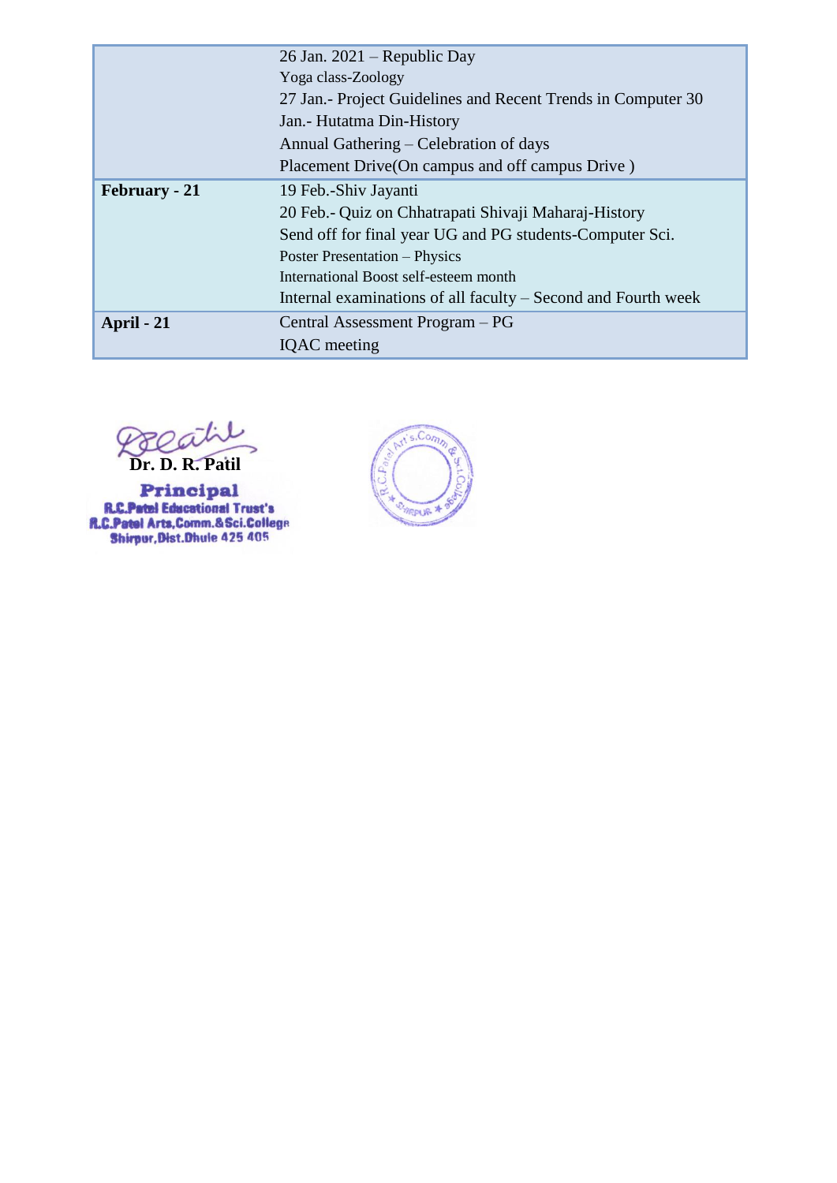| | |
|---|---|
| | 26 Jan. 2021 – Republic Day<br>Yoga class-Zoology<br>27 Jan.- Project Guidelines and Recent Trends in Computer 30 Jan.- Hutatma Din-History<br>Annual Gathering – Celebration of days<br>Placement Drive(On campus and off campus Drive ) |
| **February - 21** | 19 Feb.-Shiv Jayanti<br>20 Feb.- Quiz on Chhatrapati Shivaji Maharaj-History<br>Send off for final year UG and PG students-Computer Sci.<br>Poster Presentation – Physics<br>International Boost self-esteem month<br>Internal examinations of all faculty – Second and Fourth week |
| **April - 21** | Central Assessment Program – PG<br>IQAC meeting |

**Dr. D. R. Patil**

**Principal**
R.C.Patel Educational Trust's
R.C.Patel Arts,Comm.&Sci.College
Shirpur,Dist.Dhule 425 405

R.C.Patel Art's,Comm.& Sci.College * SHIRPUR *